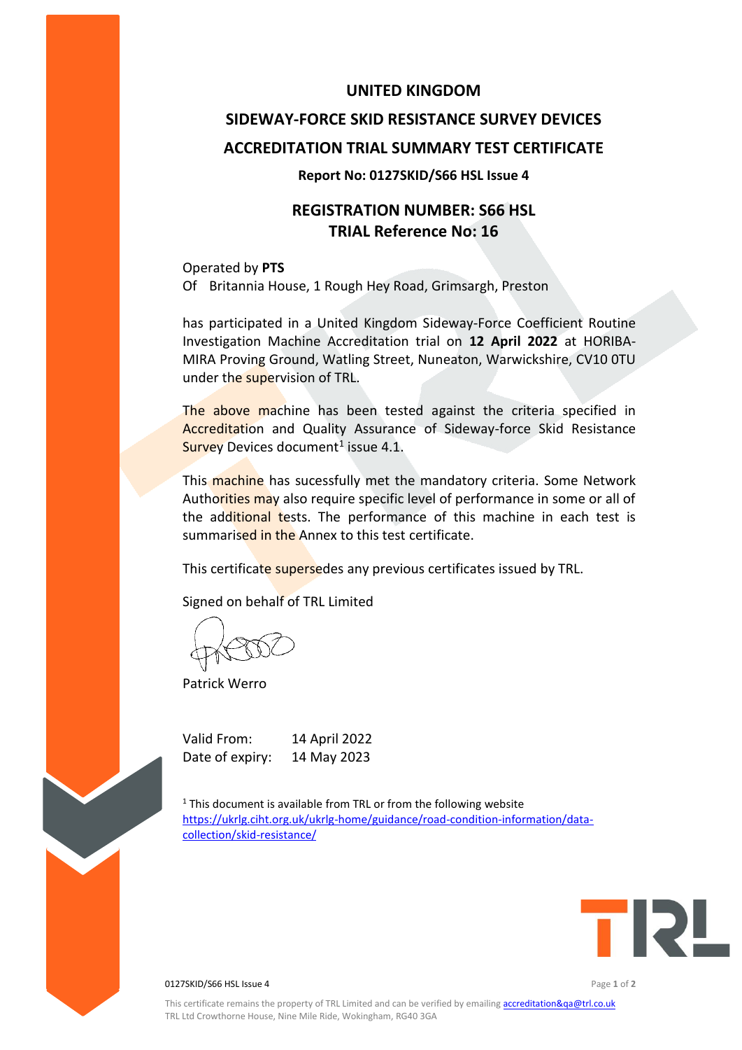# UNITED KINGDOM

# SIDEWAY-FORCE SKID RESISTANCE SURVEY DEVICES

# ACCREDITATION TRIAL SUMMARY TEST CERTIFICATE

**Report No: 0127SKID/S66 HSL Issue 4**

## REGISTRATION NUMBER: S66 HSL
## TRIAL Reference No: 16

Operated by **PTS**
Of Britannia House, 1 Rough Hey Road, Grimsargh, Preston

has participated in a United Kingdom Sideway-Force Coefficient Routine Investigation Machine Accreditation trial on **12 April 2022** at HORIBA-MIRA Proving Ground, Watling Street, Nuneaton, Warwickshire, CV10 0TU under the supervision of TRL.

The above machine has been tested against the criteria specified in Accreditation and Quality Assurance of Sideway-force Skid Resistance Survey Devices document[1] issue 4.1.

This machine has sucessfully met the mandatory criteria. Some Network Authorities may also require specific level of performance in some or all of the additional tests. The performance of this machine in each test is summarised in the Annex to this test certificate.

This certificate supersedes any previous certificates issued by TRL.

Signed on behalf of TRL Limited

Patrick Werro

Valid From: 14 April 2022
Date of expiry: 14 May 2023

[1] This document is available from TRL or from the following website https://ukrlg.ciht.org.uk/ukrlg-home/guidance/road-condition-information/data-collection/skid-resistance/

This certificate remains the property of TRL Limited and can be verified by emailing accreditation&qa@trl.co.uk
TRL Ltd Crowthorne House, Nine Mile Ride, Wokingham, RG40 3GA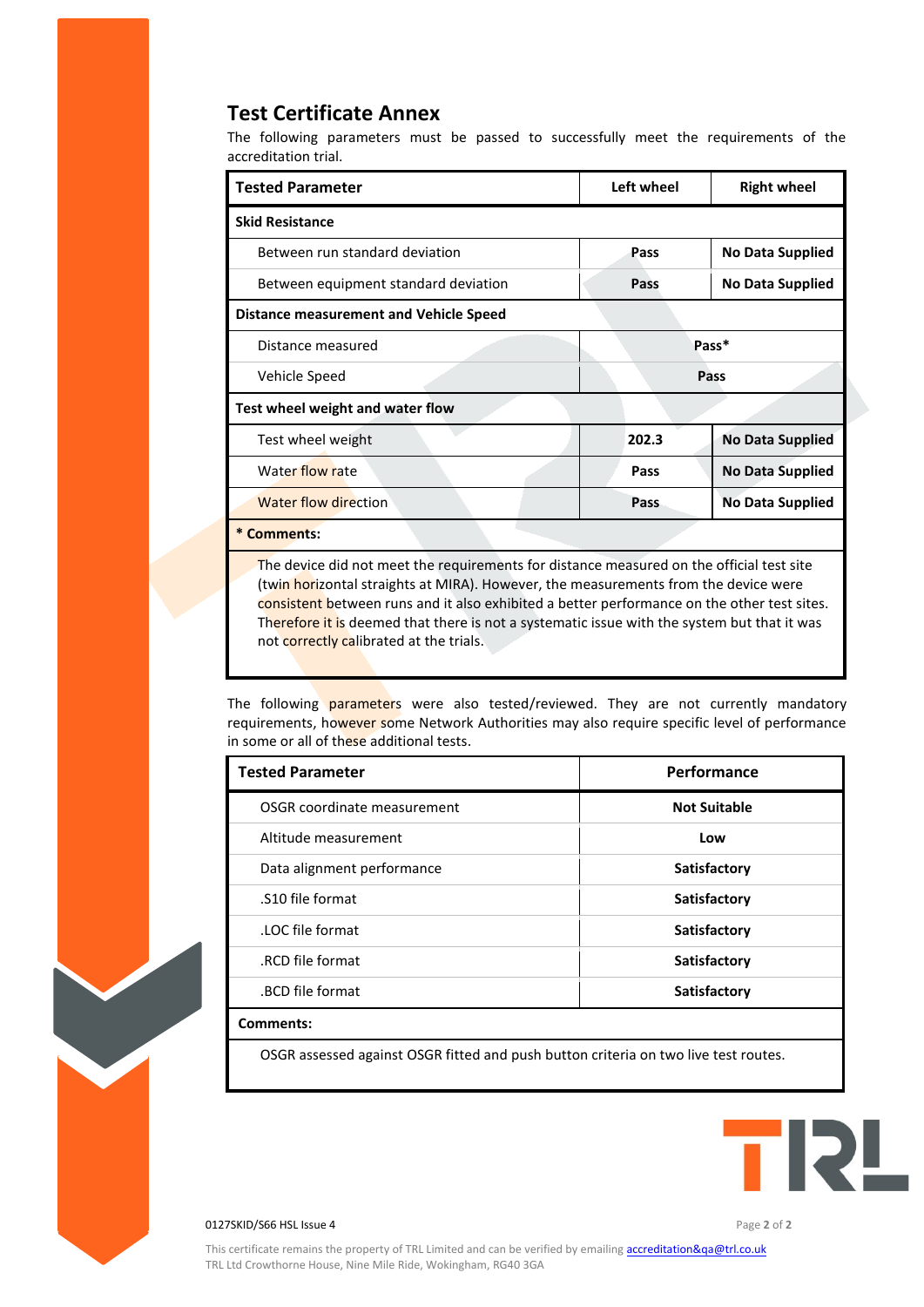# Test Certificate Annex

The following parameters must be passed to successfully meet the requirements of the accreditation trial.

| Tested Parameter | Left wheel | Right wheel |
|---|---|---|
| **Skid Resistance** | | |
| Between run standard deviation | **Pass** | **No Data Supplied** |
| Between equipment standard deviation | **Pass** | **No Data Supplied** |
| **Distance measurement and Vehicle Speed** | | |
| Distance measured | **Pass*** | |
| Vehicle Speed | **Pass** | |
| **Test wheel weight and water flow** | | |
| Test wheel weight | **202.3** | **No Data Supplied** |
| Water flow rate | **Pass** | **No Data Supplied** |
| Water flow direction | **Pass** | **No Data Supplied** |
| *** Comments:** | | |
| The device did not meet the requirements for distance measured on the official test site (twin horizontal straights at MIRA). However, the measurements from the device were consistent between runs and it also exhibited a better performance on the other test sites. Therefore it is deemed that there is not a systematic issue with the system but that it was not correctly calibrated at the trials. | | |

The following parameters were also tested/reviewed. They are not currently mandatory requirements, however some Network Authorities may also require specific level of performance in some or all of these additional tests.

| Tested Parameter | Performance |
|---|---|
| OSGR coordinate measurement | **Not Suitable** |
| Altitude measurement | **Low** |
| Data alignment performance | **Satisfactory** |
| .S10 file format | **Satisfactory** |
| .LOC file format | **Satisfactory** |
| .RCD file format | **Satisfactory** |
| .BCD file format | **Satisfactory** |
| **Comments:** | |
| OSGR assessed against OSGR fitted and push button criteria on two live test routes. | |

0127SKID/S66 HSL Issue 4

This certificate remains the property of TRL Limited and can be verified by emailing accreditation&qa@trl.co.uk
TRL Ltd Crowthorne House, Nine Mile Ride, Wokingham, RG40 3GA